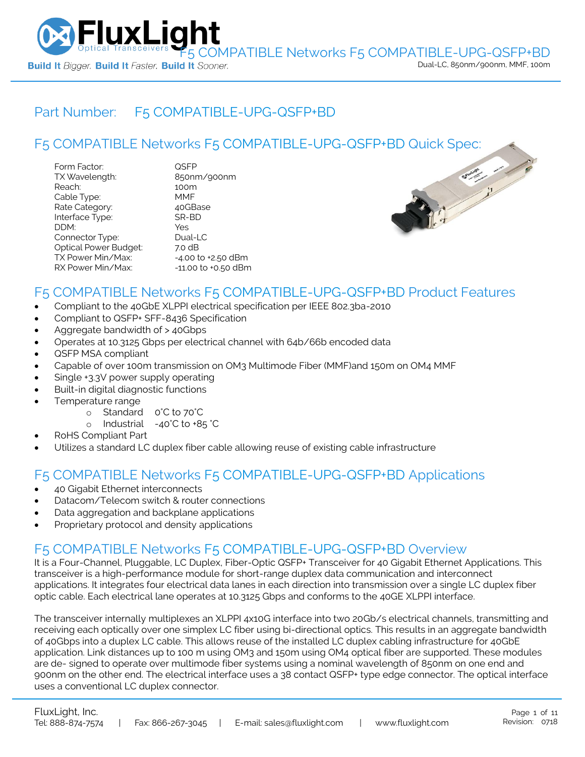# Part Number: F5 COMPATIBLE-UPG-QSFP+BD

## F5 COMPATIBLE Networks F5 COMPATIBLE-UPG-QSFP+BD Quick Spec:

| | |
|---|---|
| Form Factor: | QSFP |
| TX Wavelength: | 850nm/900nm |
| Reach: | 100m |
| Cable Type: | MMF |
| Rate Category: | 40GBase |
| Interface Type: | SR-BD |
| DDM: | Yes |
| Connector Type: | Dual-LC |
| Optical Power Budget: | 7.0 dB |
| TX Power Min/Max: | -4.00 to +2.50 dBm |
| RX Power Min/Max: | -11.00 to +0.50 dBm |

## F5 COMPATIBLE Networks F5 COMPATIBLE-UPG-QSFP+BD Product Features

- Compliant to the 40GbE XLPPI electrical specification per IEEE 802.3ba-2010
- Compliant to QSFP+ SFF-8436 Specification
- Aggregate bandwidth of > 40Gbps
- Operates at 10.3125 Gbps per electrical channel with 64b/66b encoded data
- QSFP MSA compliant
- Capable of over 100m transmission on OM3 Multimode Fiber (MMF)and 150m on OM4 MMF
- Single +3.3V power supply operating
- Built-in digital diagnostic functions
- Temperature range
  - Standard 0°C to 70°C
  - Industrial -40°C to +85 °C
- RoHS Compliant Part
- Utilizes a standard LC duplex fiber cable allowing reuse of existing cable infrastructure

## F5 COMPATIBLE Networks F5 COMPATIBLE-UPG-QSFP+BD Applications

- 40 Gigabit Ethernet interconnects
- Datacom/Telecom switch & router connections
- Data aggregation and backplane applications
- Proprietary protocol and density applications

## F5 COMPATIBLE Networks F5 COMPATIBLE-UPG-QSFP+BD Overview

It is a Four-Channel, Pluggable, LC Duplex, Fiber-Optic QSFP+ Transceiver for 40 Gigabit Ethernet Applications. This transceiver is a high-performance module for short-range duplex data communication and interconnect applications. It integrates four electrical data lanes in each direction into transmission over a single LC duplex fiber optic cable. Each electrical lane operates at 10.3125 Gbps and conforms to the 40GE XLPPI interface.

The transceiver internally multiplexes an XLPPI 4x10G interface into two 20Gb/s electrical channels, transmitting and receiving each optically over one simplex LC fiber using bi-directional optics. This results in an aggregate bandwidth of 40Gbps into a duplex LC cable. This allows reuse of the installed LC duplex cabling infrastructure for 40GbE application. Link distances up to 100 m using OM3 and 150m using OM4 optical fiber are supported. These modules are de- signed to operate over multimode fiber systems using a nominal wavelength of 850nm on one end and 900nm on the other end. The electrical interface uses a 38 contact QSFP+ type edge connector. The optical interface uses a conventional LC duplex connector.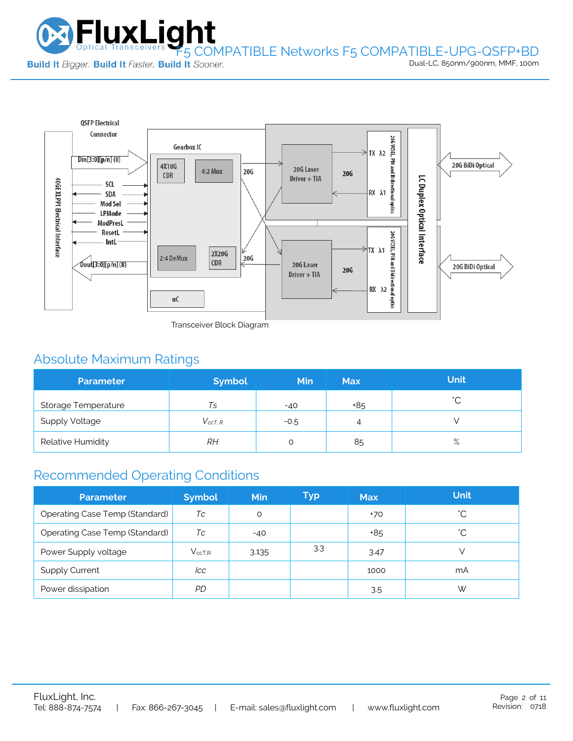Transceiver Block Diagram

## Absolute Maximum Ratings

| Parameter | Symbol | Min | Max | Unit |
|---|---|---|---|---|
| Storage Temperature | *Ts* | -40 | +85 | ˚C |
| Supply Voltage | $V_{ccT,R}$ | -0.5 | 4 | V |
| Relative Humidity | *RH* | 0 | 85 | % |

## Recommended Operating Conditions

| Parameter | Symbol | Min | Typ | Max | Unit |
|---|---|---|---|---|---|
| Operating Case Temp (Standard) | *Tc* | 0 | | +70 | ˚C |
| Operating Case Temp (Standard) | *Tc* | -40 | | +85 | ˚C |
| Power Supply voltage | $V_{ccT,R}$ | 3.135 | 3.3 | 3.47 | V |
| Supply Current | *Icc* | | | 1000 | mA |
| Power dissipation | *PD* | | | 3.5 | W |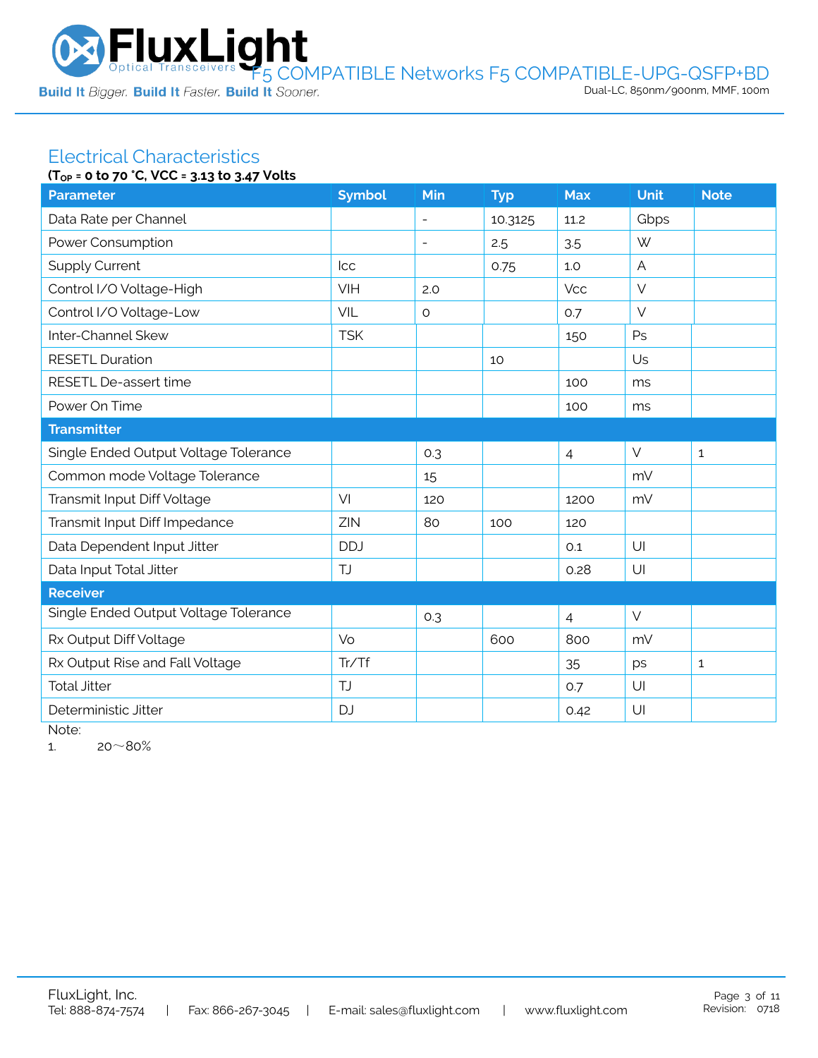## Electrical Characteristics

**($T_{OP}$ = 0 to 70 °C, VCC = 3.13 to 3.47 Volts**

| Parameter | Symbol | Min | Typ | Max | Unit | Note |
|---|---|---|---|---|---|---|
| Data Rate per Channel | | - | 10.3125 | 11.2 | Gbps | |
| Power Consumption | | - | 2.5 | 3.5 | W | |
| Supply Current | Icc | | 0.75 | 1.0 | A | |
| Control I/O Voltage-High | VIH | 2.0 | | Vcc | V | |
| Control I/O Voltage-Low | VIL | 0 | | 0.7 | V | |
| Inter-Channel Skew | TSK | | | 150 | Ps | |
| RESETL Duration | | | 10 | | Us | |
| RESETL De-assert time | | | | 100 | ms | |
| Power On Time | | | | 100 | ms | |
| **Transmitter** | | | | | | |
| Single Ended Output Voltage Tolerance | | 0.3 | | 4 | V | 1 |
| Common mode Voltage Tolerance | | 15 | | | mV | |
| Transmit Input Diff Voltage | VI | 120 | | 1200 | mV | |
| Transmit Input Diff Impedance | ZIN | 80 | 100 | 120 | | |
| Data Dependent Input Jitter | DDJ | | | 0.1 | UI | |
| Data Input Total Jitter | TJ | | | 0.28 | UI | |
| **Receiver** | | | | | | |
| Single Ended Output Voltage Tolerance | | 0.3 | | 4 | V | |
| Rx Output Diff Voltage | Vo | | 600 | 800 | mV | |
| Rx Output Rise and Fall Voltage | Tr/Tf | | | 35 | ps | 1 |
| Total Jitter | TJ | | | 0.7 | UI | |
| Deterministic Jitter | DJ | | | 0.42 | UI | |

Note:

1. 20～80%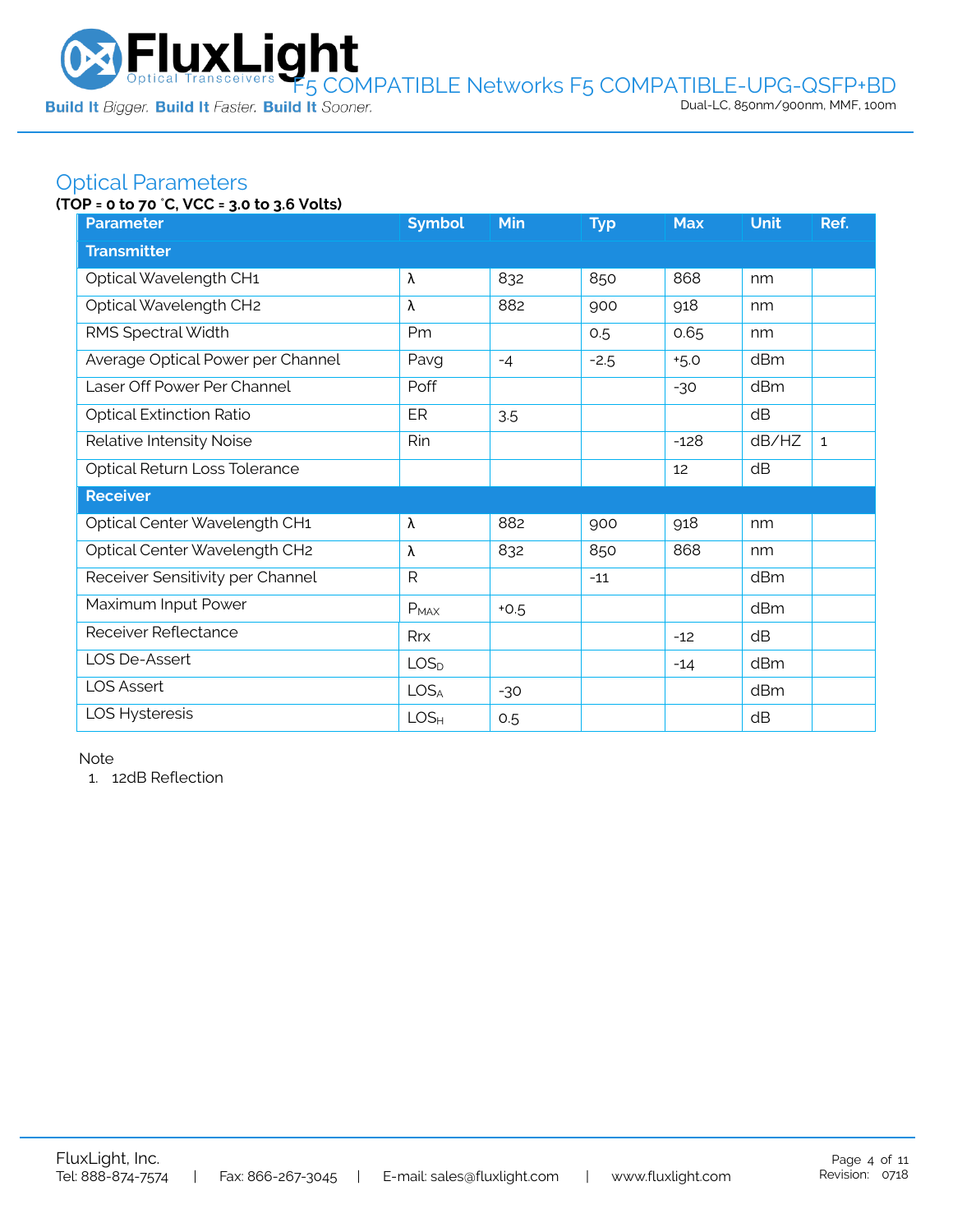## Optical Parameters

**(TOP = 0 to 70 °C, VCC = 3.0 to 3.6 Volts)**

| Parameter | Symbol | Min | Typ | Max | Unit | Ref. |
|---|---|---|---|---|---|---|
| **Transmitter** | | | | | | |
| Optical Wavelength CH1 | λ | 832 | 850 | 868 | nm | |
| Optical Wavelength CH2 | λ | 882 | 900 | 918 | nm | |
| RMS Spectral Width | Pm | | 0.5 | 0.65 | nm | |
| Average Optical Power per Channel | Pavg | -4 | -2.5 | +5.0 | dBm | |
| Laser Off Power Per Channel | Poff | | | -30 | dBm | |
| Optical Extinction Ratio | ER | 3.5 | | | dB | |
| Relative Intensity Noise | Rin | | | -128 | dB/HZ | 1 |
| Optical Return Loss Tolerance | | | | 12 | dB | |
| **Receiver** | | | | | | |
| Optical Center Wavelength CH1 | λ | 882 | 900 | 918 | nm | |
| Optical Center Wavelength CH2 | λ | 832 | 850 | 868 | nm | |
| Receiver Sensitivity per Channel | R | | -11 | | dBm | |
| Maximum Input Power | $P_{MAX}$ | +0.5 | | | dBm | |
| Receiver Reflectance | Rrx | | | -12 | dB | |
| LOS De-Assert | $LOS_D$ | | | -14 | dBm | |
| LOS Assert | $LOS_A$ | -30 | | | dBm | |
| LOS Hysteresis | $LOS_H$ | 0.5 | | | dB | |

Note

1. 12dB Reflection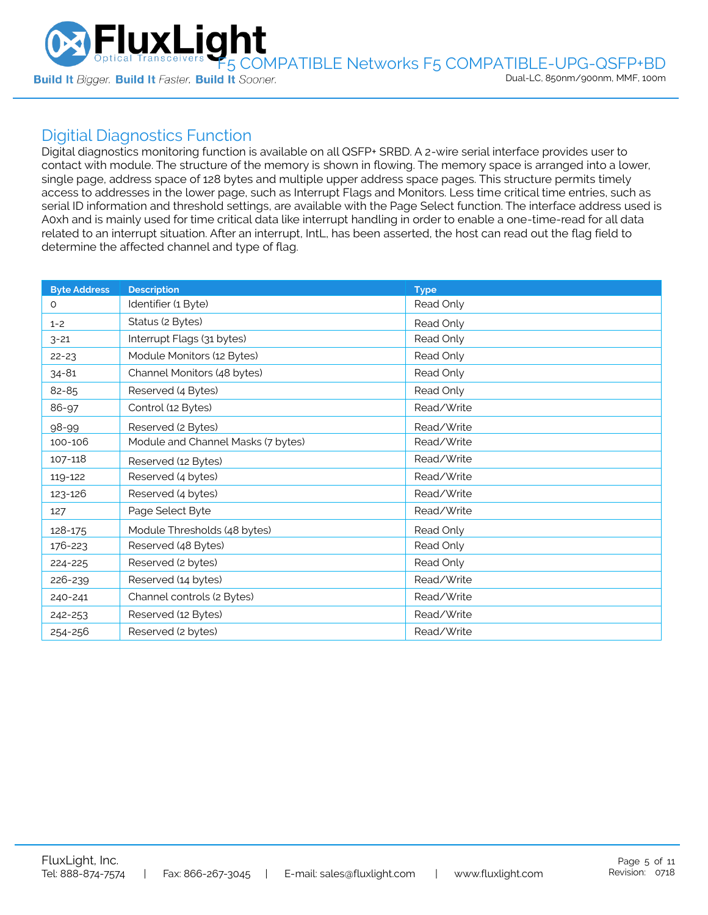## Digitial Diagnostics Function

Digital diagnostics monitoring function is available on all QSFP+ SRBD. A 2-wire serial interface provides user to contact with module. The structure of the memory is shown in flowing. The memory space is arranged into a lower, single page, address space of 128 bytes and multiple upper address space pages. This structure permits timely access to addresses in the lower page, such as Interrupt Flags and Monitors. Less time critical time entries, such as serial ID information and threshold settings, are available with the Page Select function. The interface address used is A0xh and is mainly used for time critical data like interrupt handling in order to enable a one-time-read for all data related to an interrupt situation. After an interrupt, IntL, has been asserted, the host can read out the flag field to determine the affected channel and type of flag.

| Byte Address | Description | Type |
|---|---|---|
| 0 | Identifier (1 Byte) | Read Only |
| 1-2 | Status (2 Bytes) | Read Only |
| 3-21 | Interrupt Flags (31 bytes) | Read Only |
| 22-23 | Module Monitors (12 Bytes) | Read Only |
| 34-81 | Channel Monitors (48 bytes) | Read Only |
| 82-85 | Reserved (4 Bytes) | Read Only |
| 86-97 | Control (12 Bytes) | Read/Write |
| 98-99 | Reserved (2 Bytes) | Read/Write |
| 100-106 | Module and Channel Masks (7 bytes) | Read/Write |
| 107-118 | Reserved (12 Bytes) | Read/Write |
| 119-122 | Reserved (4 bytes) | Read/Write |
| 123-126 | Reserved (4 bytes) | Read/Write |
| 127 | Page Select Byte | Read/Write |
| 128-175 | Module Thresholds (48 bytes) | Read Only |
| 176-223 | Reserved (48 Bytes) | Read Only |
| 224-225 | Reserved (2 bytes) | Read Only |
| 226-239 | Reserved (14 bytes) | Read/Write |
| 240-241 | Channel controls (2 Bytes) | Read/Write |
| 242-253 | Reserved (12 Bytes) | Read/Write |
| 254-256 | Reserved (2 bytes) | Read/Write |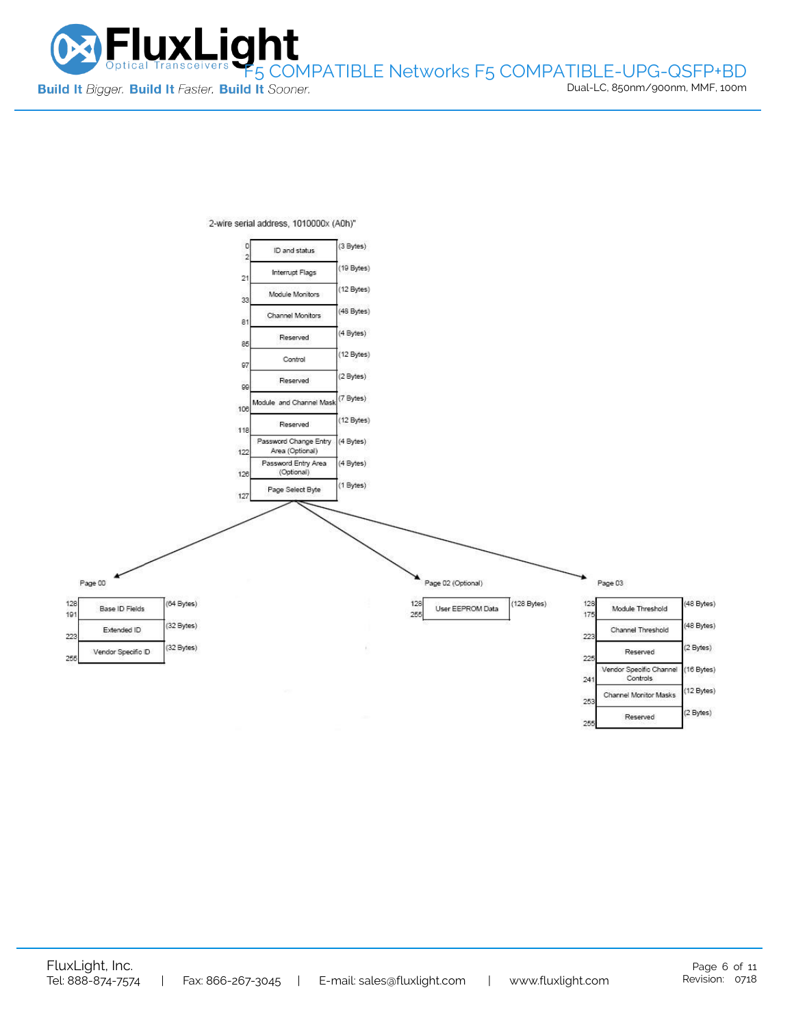2-wire serial address, 1010000x (A0h)"

| Address | Field | Size |
|---|---|---|
| 0–2 | ID and status | (3 Bytes) |
| 3–21 | Interrupt Flags | (19 Bytes) |
| 22–33 | Module Monitors | (12 Bytes) |
| 34–81 | Channel Monitors | (48 Bytes) |
| 82–85 | Reserved | (4 Bytes) |
| 86–97 | Control | (12 Bytes) |
| 98–99 | Reserved | (2 Bytes) |
| 100–106 | Module and Channel Mask | (7 Bytes) |
| 107–118 | Reserved | (12 Bytes) |
| 119–122 | Password Change Entry Area (Optional) | (4 Bytes) |
| 123–126 | Password Entry Area (Optional) | (4 Bytes) |
| 127 | Page Select Byte | (1 Bytes) |

Page 00

| Address | Field | Size |
|---|---|---|
| 128–191 | Base ID Fields | (64 Bytes) |
| 192–223 | Extended ID | (32 Bytes) |
| 224–255 | Vendor Specific ID | (32 Bytes) |

Page 02 (Optional)

| Address | Field | Size |
|---|---|---|
| 128–255 | User EEPROM Data | (128 Bytes) |

Page 03

| Address | Field | Size |
|---|---|---|
| 128–175 | Module Threshold | (48 Bytes) |
| 176–223 | Channel Threshold | (48 Bytes) |
| 224–225 | Reserved | (2 Bytes) |
| 226–241 | Vendor Specific Channel Controls | (16 Bytes) |
| 242–253 | Channel Monitor Masks | (12 Bytes) |
| 254–255 | Reserved | (2 Bytes) |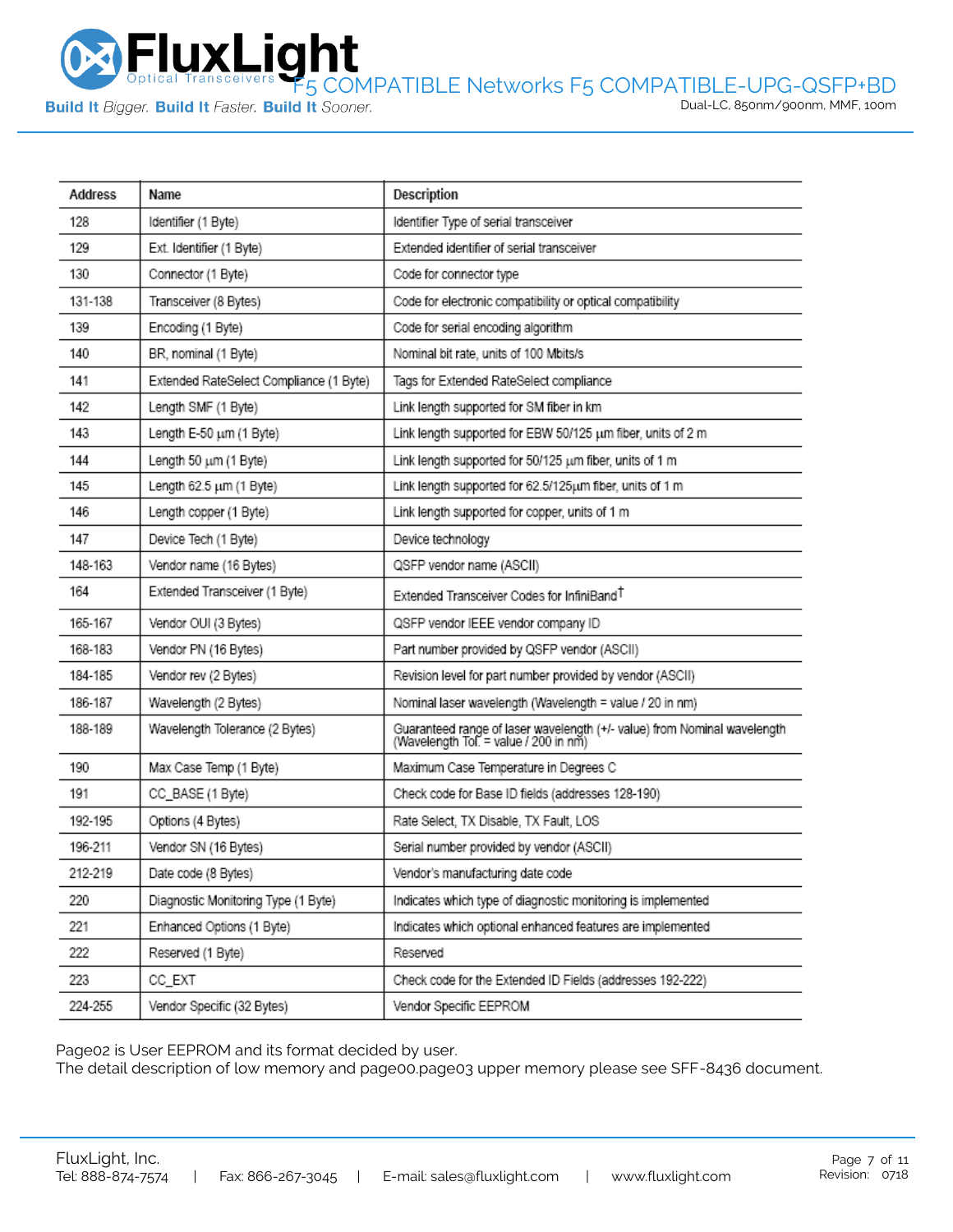| Address | Name | Description |
|---|---|---|
| 128 | Identifier (1 Byte) | Identifier Type of serial transceiver |
| 129 | Ext. Identifier (1 Byte) | Extended identifier of serial transceiver |
| 130 | Connector (1 Byte) | Code for connector type |
| 131-138 | Transceiver (8 Bytes) | Code for electronic compatibility or optical compatibility |
| 139 | Encoding (1 Byte) | Code for serial encoding algorithm |
| 140 | BR, nominal (1 Byte) | Nominal bit rate, units of 100 Mbits/s |
| 141 | Extended RateSelect Compliance (1 Byte) | Tags for Extended RateSelect compliance |
| 142 | Length SMF (1 Byte) | Link length supported for SM fiber in km |
| 143 | Length E-50 μm (1 Byte) | Link length supported for EBW 50/125 μm fiber, units of 2 m |
| 144 | Length 50 μm (1 Byte) | Link length supported for 50/125 μm fiber, units of 1 m |
| 145 | Length 62.5 μm (1 Byte) | Link length supported for 62.5/125μm fiber, units of 1 m |
| 146 | Length copper (1 Byte) | Link length supported for copper, units of 1 m |
| 147 | Device Tech (1 Byte) | Device technology |
| 148-163 | Vendor name (16 Bytes) | QSFP vendor name (ASCII) |
| 164 | Extended Transceiver (1 Byte) | Extended Transceiver Codes for InfiniBand† |
| 165-167 | Vendor OUI (3 Bytes) | QSFP vendor IEEE vendor company ID |
| 168-183 | Vendor PN (16 Bytes) | Part number provided by QSFP vendor (ASCII) |
| 184-185 | Vendor rev (2 Bytes) | Revision level for part number provided by vendor (ASCII) |
| 186-187 | Wavelength (2 Bytes) | Nominal laser wavelength (Wavelength = value / 20 in nm) |
| 188-189 | Wavelength Tolerance (2 Bytes) | Guaranteed range of laser wavelength (+/- value) from Nominal wavelength (Wavelength Tol. = value / 200 in nm) |
| 190 | Max Case Temp (1 Byte) | Maximum Case Temperature in Degrees C |
| 191 | CC_BASE (1 Byte) | Check code for Base ID fields (addresses 128-190) |
| 192-195 | Options (4 Bytes) | Rate Select, TX Disable, TX Fault, LOS |
| 196-211 | Vendor SN (16 Bytes) | Serial number provided by vendor (ASCII) |
| 212-219 | Date code (8 Bytes) | Vendor's manufacturing date code |
| 220 | Diagnostic Monitoring Type (1 Byte) | Indicates which type of diagnostic monitoring is implemented |
| 221 | Enhanced Options (1 Byte) | Indicates which optional enhanced features are implemented |
| 222 | Reserved (1 Byte) | Reserved |
| 223 | CC_EXT | Check code for the Extended ID Fields (addresses 192-222) |
| 224-255 | Vendor Specific (32 Bytes) | Vendor Specific EEPROM |

Page02 is User EEPROM and its format decided by user.
The detail description of low memory and page00.page03 upper memory please see SFF-8436 document.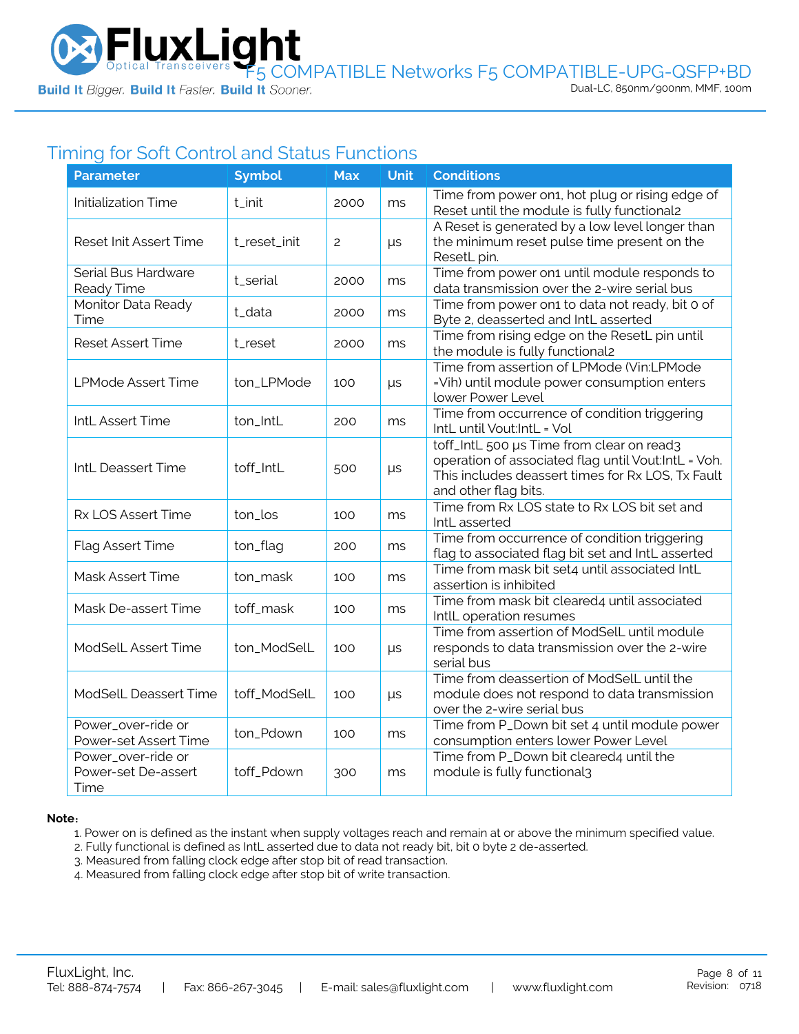## Timing for Soft Control and Status Functions

| Parameter | Symbol | Max | Unit | Conditions |
|---|---|---|---|---|
| Initialization Time | t_init | 2000 | ms | Time from power on1, hot plug or rising edge of Reset until the module is fully functional2 |
| Reset Init Assert Time | t_reset_init | 2 | μs | A Reset is generated by a low level longer than the minimum reset pulse time present on the ResetL pin. |
| Serial Bus Hardware Ready Time | t_serial | 2000 | ms | Time from power on1 until module responds to data transmission over the 2-wire serial bus |
| Monitor Data Ready Time | t_data | 2000 | ms | Time from power on1 to data not ready, bit 0 of Byte 2, deasserted and IntL asserted |
| Reset Assert Time | t_reset | 2000 | ms | Time from rising edge on the ResetL pin until the module is fully functional2 |
| LPMode Assert Time | ton_LPMode | 100 | μs | Time from assertion of LPMode (Vin:LPMode =Vih) until module power consumption enters lower Power Level |
| IntL Assert Time | ton_IntL | 200 | ms | Time from occurrence of condition triggering IntL until Vout:IntL = Vol |
| IntL Deassert Time | toff_IntL | 500 | μs | toff_IntL 500 μs Time from clear on read3 operation of associated flag until Vout:IntL = Voh. This includes deassert times for Rx LOS, Tx Fault and other flag bits. |
| Rx LOS Assert Time | ton_los | 100 | ms | Time from Rx LOS state to Rx LOS bit set and IntL asserted |
| Flag Assert Time | ton_flag | 200 | ms | Time from occurrence of condition triggering flag to associated flag bit set and IntL asserted |
| Mask Assert Time | ton_mask | 100 | ms | Time from mask bit set4 until associated IntL assertion is inhibited |
| Mask De-assert Time | toff_mask | 100 | ms | Time from mask bit cleared4 until associated IntlL operation resumes |
| ModSelL Assert Time | ton_ModSelL | 100 | μs | Time from assertion of ModSelL until module responds to data transmission over the 2-wire serial bus |
| ModSelL Deassert Time | toff_ModSelL | 100 | μs | Time from deassertion of ModSelL until the module does not respond to data transmission over the 2-wire serial bus |
| Power_over-ride or Power-set Assert Time | ton_Pdown | 100 | ms | Time from P_Down bit set 4 until module power consumption enters lower Power Level |
| Power_over-ride or Power-set De-assert Time | toff_Pdown | 300 | ms | Time from P_Down bit cleared4 until the module is fully functional3 |

**Note:**

1. Power on is defined as the instant when supply voltages reach and remain at or above the minimum specified value.
2. Fully functional is defined as IntL asserted due to data not ready bit, bit 0 byte 2 de-asserted.
3. Measured from falling clock edge after stop bit of read transaction.
4. Measured from falling clock edge after stop bit of write transaction.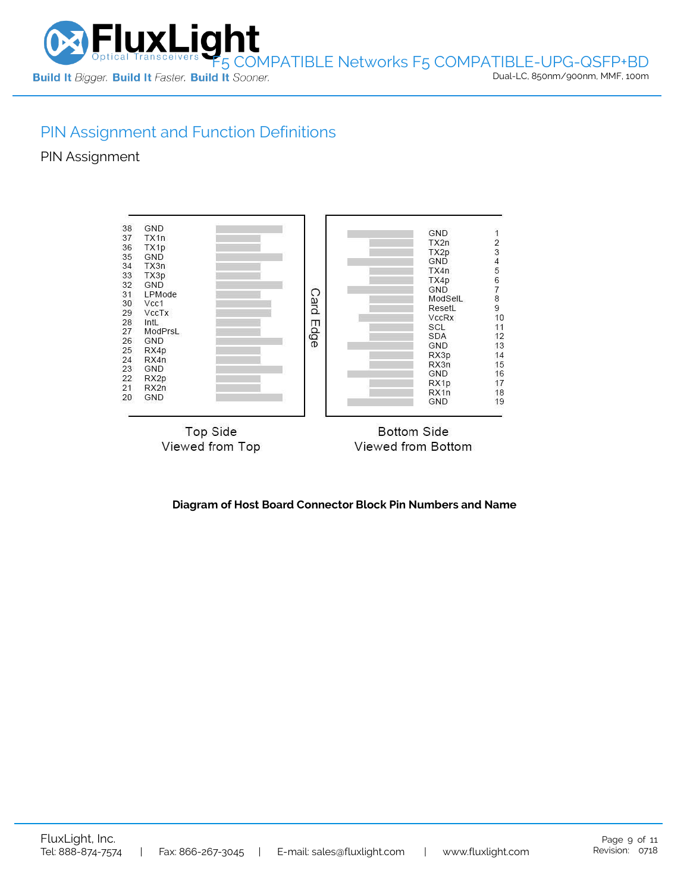## PIN Assignment and Function Definitions

### PIN Assignment

| Pin | Name (Top Side) |
|---|---|
| 38 | GND |
| 37 | TX1n |
| 36 | TX1p |
| 35 | GND |
| 34 | TX3n |
| 33 | TX3p |
| 32 | GND |
| 31 | LPMode |
| 30 | Vcc1 |
| 29 | VccTx |
| 28 | IntL |
| 27 | ModPrsL |
| 26 | GND |
| 25 | RX4p |
| 24 | RX4n |
| 23 | GND |
| 22 | RX2p |
| 21 | RX2n |
| 20 | GND |

| Name (Bottom Side) | Pin |
|---|---|
| GND | 1 |
| TX2n | 2 |
| TX2p | 3 |
| GND | 4 |
| TX4n | 5 |
| TX4p | 6 |
| GND | 7 |
| ModSelL | 8 |
| ResetL | 9 |
| VccRx | 10 |
| SCL | 11 |
| SDA | 12 |
| GND | 13 |
| RX3p | 14 |
| RX3n | 15 |
| GND | 16 |
| RX1p | 17 |
| RX1n | 18 |
| GND | 19 |

Card Edge

Top Side
Viewed from Top

Bottom Side
Viewed from Bottom

**Diagram of Host Board Connector Block Pin Numbers and Name**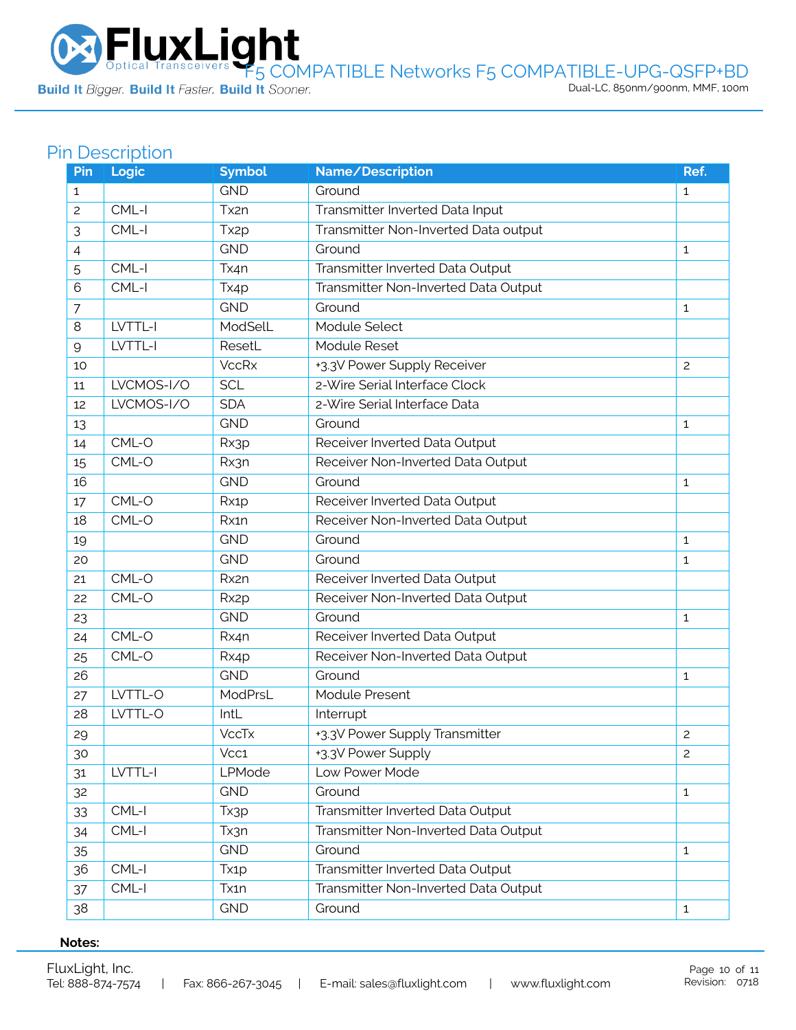## Pin Description

| Pin | Logic | Symbol | Name/Description | Ref. |
|---|---|---|---|---|
| 1 | | GND | Ground | 1 |
| 2 | CML-I | Tx2n | Transmitter Inverted Data Input | |
| 3 | CML-I | Tx2p | Transmitter Non-Inverted Data output | |
| 4 | | GND | Ground | 1 |
| 5 | CML-I | Tx4n | Transmitter Inverted Data Output | |
| 6 | CML-I | Tx4p | Transmitter Non-Inverted Data Output | |
| 7 | | GND | Ground | 1 |
| 8 | LVTTL-I | ModSelL | Module Select | |
| 9 | LVTTL-I | ResetL | Module Reset | |
| 10 | | VccRx | +3.3V Power Supply Receiver | 2 |
| 11 | LVCMOS-I/O | SCL | 2-Wire Serial Interface Clock | |
| 12 | LVCMOS-I/O | SDA | 2-Wire Serial Interface Data | |
| 13 | | GND | Ground | 1 |
| 14 | CML-O | Rx3p | Receiver Inverted Data Output | |
| 15 | CML-O | Rx3n | Receiver Non-Inverted Data Output | |
| 16 | | GND | Ground | 1 |
| 17 | CML-O | Rx1p | Receiver Inverted Data Output | |
| 18 | CML-O | Rx1n | Receiver Non-Inverted Data Output | |
| 19 | | GND | Ground | 1 |
| 20 | | GND | Ground | 1 |
| 21 | CML-O | Rx2n | Receiver Inverted Data Output | |
| 22 | CML-O | Rx2p | Receiver Non-Inverted Data Output | |
| 23 | | GND | Ground | 1 |
| 24 | CML-O | Rx4n | Receiver Inverted Data Output | |
| 25 | CML-O | Rx4p | Receiver Non-Inverted Data Output | |
| 26 | | GND | Ground | 1 |
| 27 | LVTTL-O | ModPrsL | Module Present | |
| 28 | LVTTL-O | IntL | Interrupt | |
| 29 | | VccTx | +3.3V Power Supply Transmitter | 2 |
| 30 | | Vcc1 | +3.3V Power Supply | 2 |
| 31 | LVTTL-I | LPMode | Low Power Mode | |
| 32 | | GND | Ground | 1 |
| 33 | CML-I | Tx3p | Transmitter Inverted Data Output | |
| 34 | CML-I | Tx3n | Transmitter Non-Inverted Data Output | |
| 35 | | GND | Ground | 1 |
| 36 | CML-I | Tx1p | Transmitter Inverted Data Output | |
| 37 | CML-I | Tx1n | Transmitter Non-Inverted Data Output | |
| 38 | | GND | Ground | 1 |

**Notes:**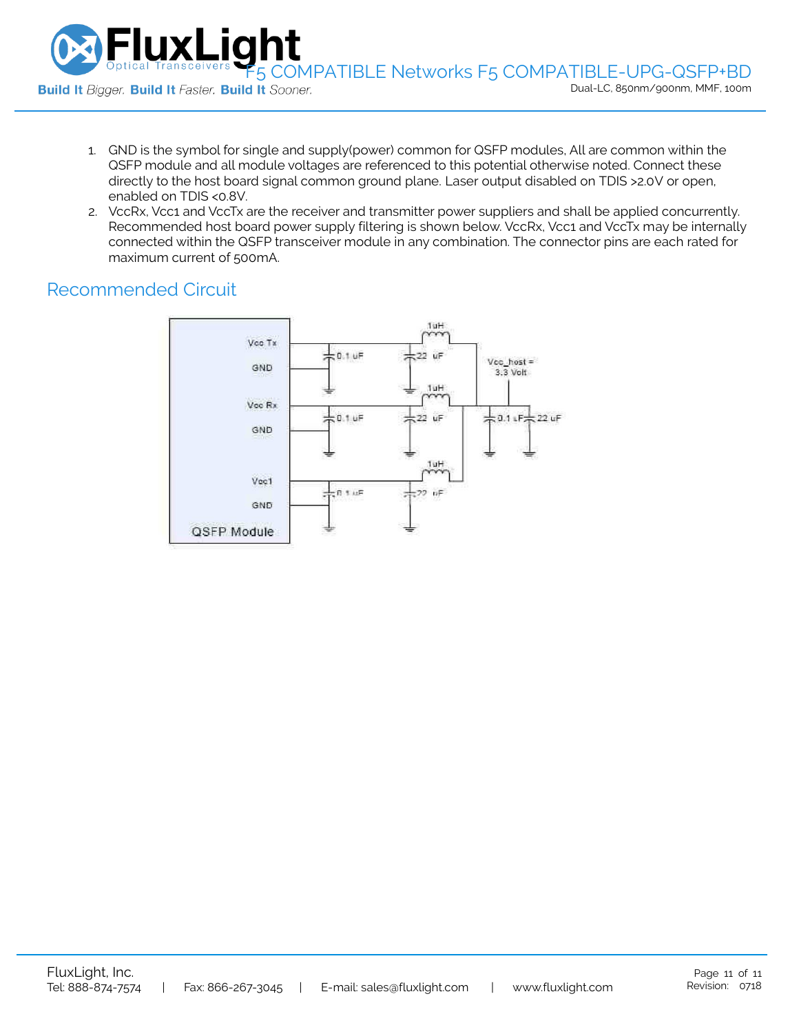1. GND is the symbol for single and supply(power) common for QSFP modules, All are common within the QSFP module and all module voltages are referenced to this potential otherwise noted. Connect these directly to the host board signal common ground plane. Laser output disabled on TDIS >2.0V or open, enabled on TDIS <0.8V.
2. VccRx, Vcc1 and VccTx are the receiver and transmitter power suppliers and shall be applied concurrently. Recommended host board power supply filtering is shown below. VccRx, Vcc1 and VccTx may be internally connected within the QSFP transceiver module in any combination. The connector pins are each rated for maximum current of 500mA.

## Recommended Circuit

QSFP Module
Vcc Tx
GND
Vcc Rx
GND
Vcc1
GND
0.1 uF
22 uF
1uH
Vcc_host = 3.3 Volt
0.1 uF
22 uF